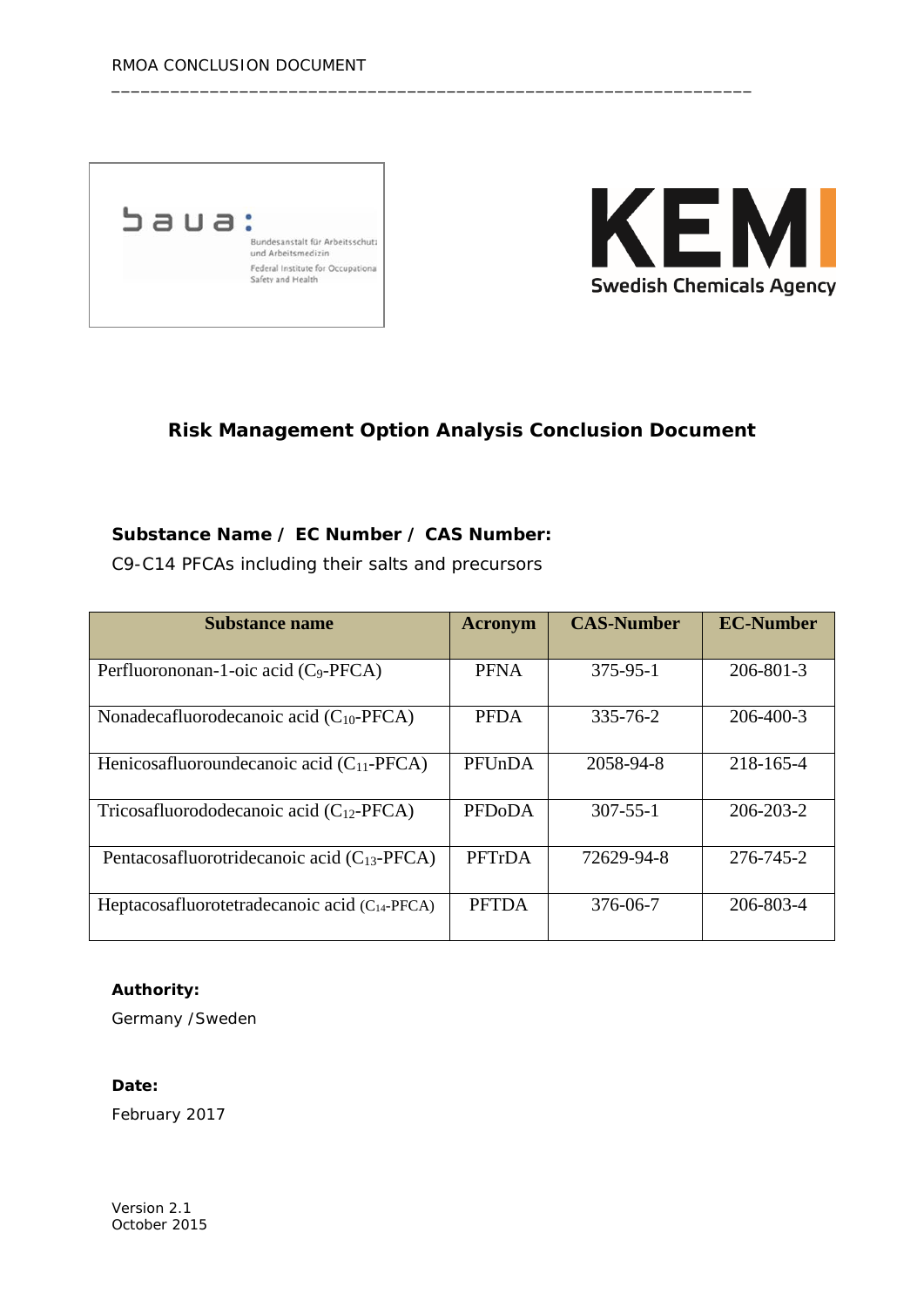# Risk Management Option Analysis Conclusion Document

**Substance Name / EC Number / CAS Number:**

C9-C14 PFCAs including their salts and precursors

| Substance name | Acronym | CAS-Number | EC-Number |
| --- | --- | --- | --- |
| Perfluorononan-1-oic acid ($C_9$-PFCA) | PFNA | 375-95-1 | 206-801-3 |
| Nonadecafluorodecanoic acid ($C_{10}$-PFCA) | PFDA | 335-76-2 | 206-400-3 |
| Henicosafluoroundecanoic acid ($C_{11}$-PFCA) | PFUnDA | 2058-94-8 | 218-165-4 |
| Tricosafluorododecanoic acid ($C_{12}$-PFCA) | PFDoDA | 307-55-1 | 206-203-2 |
| Pentacosafluorotridecanoic acid ($C_{13}$-PFCA) | PFTrDA | 72629-94-8 | 276-745-2 |
| Heptacosafluorotetradecanoic acid ($C_{14}$-PFCA) | PFTDA | 376-06-7 | 206-803-4 |

**Authority:**

Germany /Sweden

**Date:**

February 2017

Version 2.1
October 2015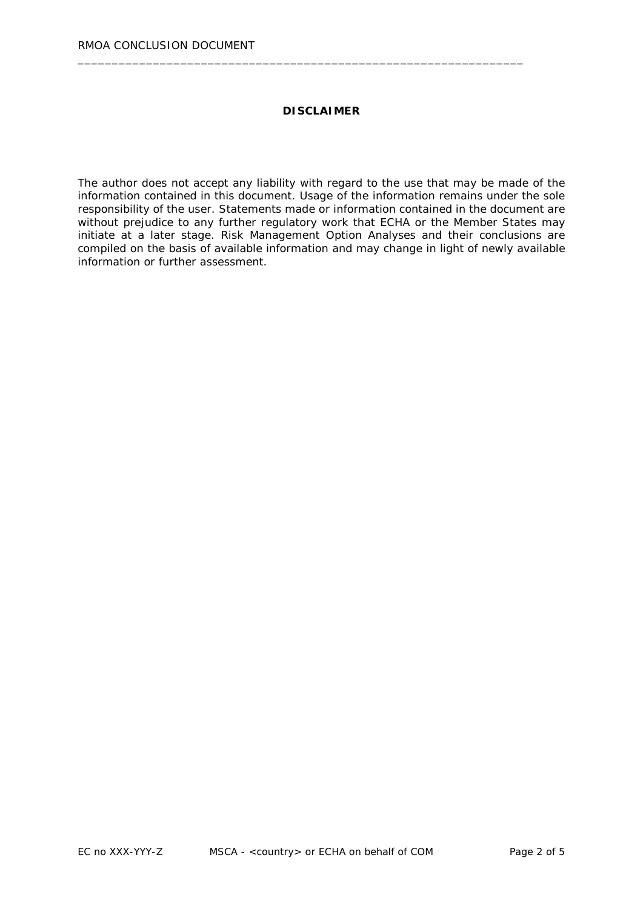# DISCLAIMER

The author does not accept any liability with regard to the use that may be made of the information contained in this document. Usage of the information remains under the sole responsibility of the user. Statements made or information contained in the document are without prejudice to any further regulatory work that ECHA or the Member States may initiate at a later stage. Risk Management Option Analyses and their conclusions are compiled on the basis of available information and may change in light of newly available information or further assessment.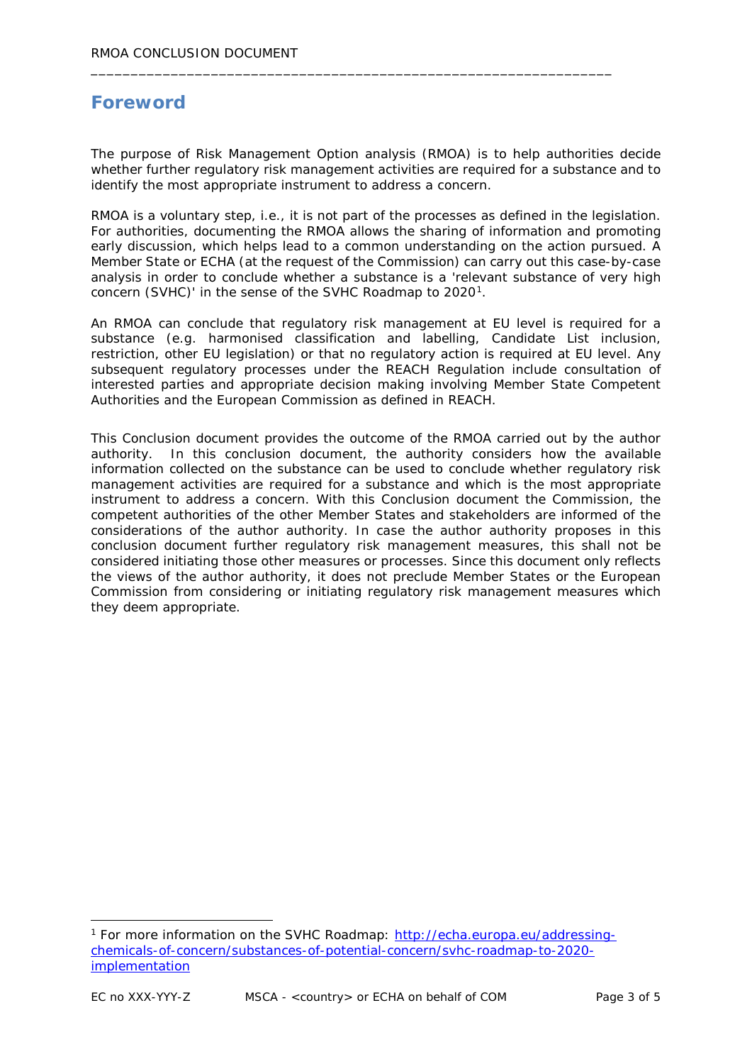# Foreword

The purpose of Risk Management Option analysis (RMOA) is to help authorities decide whether further regulatory risk management activities are required for a substance and to identify the most appropriate instrument to address a concern.

RMOA is a voluntary step, i.e., it is not part of the processes as defined in the legislation. For authorities, documenting the RMOA allows the sharing of information and promoting early discussion, which helps lead to a common understanding on the action pursued. A Member State or ECHA (at the request of the Commission) can carry out this case-by-case analysis in order to conclude whether a substance is a 'relevant substance of very high concern (SVHC)' in the sense of the SVHC Roadmap to 2020[1].

An RMOA can conclude that regulatory risk management at EU level is required for a substance (e.g. harmonised classification and labelling, Candidate List inclusion, restriction, other EU legislation) or that no regulatory action is required at EU level. Any subsequent regulatory processes under the REACH Regulation include consultation of interested parties and appropriate decision making involving Member State Competent Authorities and the European Commission as defined in REACH.

This Conclusion document provides the outcome of the RMOA carried out by the author authority. In this conclusion document, the authority considers how the available information collected on the substance can be used to conclude whether regulatory risk management activities are required for a substance and which is the most appropriate instrument to address a concern. With this Conclusion document the Commission, the competent authorities of the other Member States and stakeholders are informed of the considerations of the author authority. In case the author authority proposes in this conclusion document further regulatory risk management measures, this shall not be considered initiating those other measures or processes. Since this document only reflects the views of the author authority, it does not preclude Member States or the European Commission from considering or initiating regulatory risk management measures which they deem appropriate.

---

[1] For more information on the SVHC Roadmap: http://echa.europa.eu/addressing-chemicals-of-concern/substances-of-potential-concern/svhc-roadmap-to-2020-implementation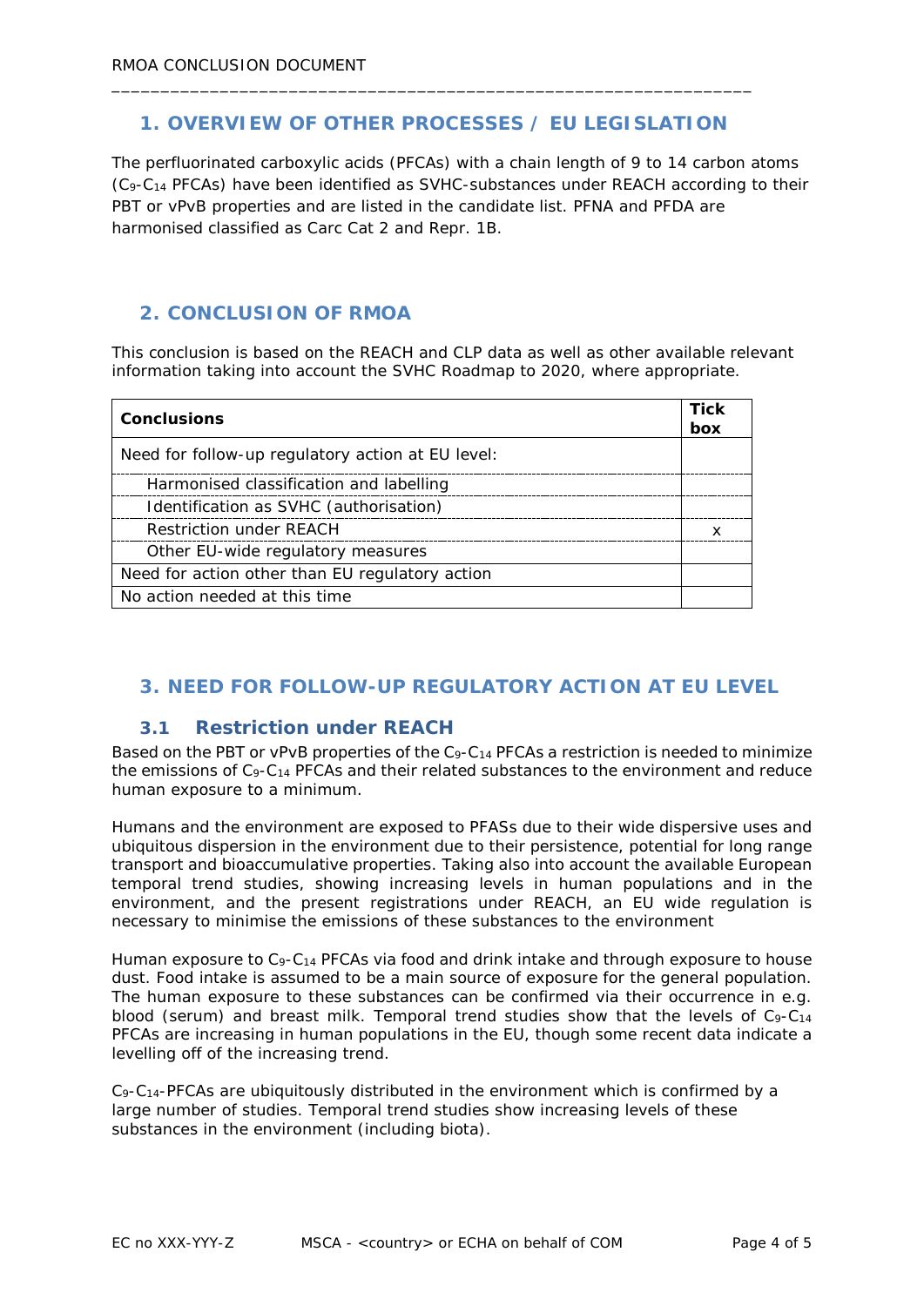## 1. OVERVIEW OF OTHER PROCESSES / EU LEGISLATION

The perfluorinated carboxylic acids (PFCAs) with a chain length of 9 to 14 carbon atoms ($C_9$-$C_{14}$ PFCAs) have been identified as SVHC-substances under REACH according to their PBT or vPvB properties and are listed in the candidate list. PFNA and PFDA are harmonised classified as Carc Cat 2 and Repr. 1B.

## 2. CONCLUSION OF RMOA

This conclusion is based on the REACH and CLP data as well as other available relevant information taking into account the SVHC Roadmap to 2020, where appropriate.

| Conclusions | Tick box |
|---|---|
| Need for follow-up regulatory action at EU level: | |
| Harmonised classification and labelling | |
| Identification as SVHC (authorisation) | |
| Restriction under REACH | x |
| Other EU-wide regulatory measures | |
| Need for action other than EU regulatory action | |
| No action needed at this time | |

## 3. NEED FOR FOLLOW-UP REGULATORY ACTION AT EU LEVEL

### 3.1 Restriction under REACH

Based on the PBT or vPvB properties of the $C_9$-$C_{14}$ PFCAs a restriction is needed to minimize the emissions of $C_9$-$C_{14}$ PFCAs and their related substances to the environment and reduce human exposure to a minimum.

Humans and the environment are exposed to PFASs due to their wide dispersive uses and ubiquitous dispersion in the environment due to their persistence, potential for long range transport and bioaccumulative properties. Taking also into account the available European temporal trend studies, showing increasing levels in human populations and in the environment, and the present registrations under REACH, an EU wide regulation is necessary to minimise the emissions of these substances to the environment

Human exposure to $C_9$-$C_{14}$ PFCAs via food and drink intake and through exposure to house dust. Food intake is assumed to be a main source of exposure for the general population. The human exposure to these substances can be confirmed via their occurrence in e.g. blood (serum) and breast milk. Temporal trend studies show that the levels of $C_9$-$C_{14}$ PFCAs are increasing in human populations in the EU, though some recent data indicate a levelling off of the increasing trend.

$C_9$-$C_{14}$-PFCAs are ubiquitously distributed in the environment which is confirmed by a large number of studies. Temporal trend studies show increasing levels of these substances in the environment (including biota).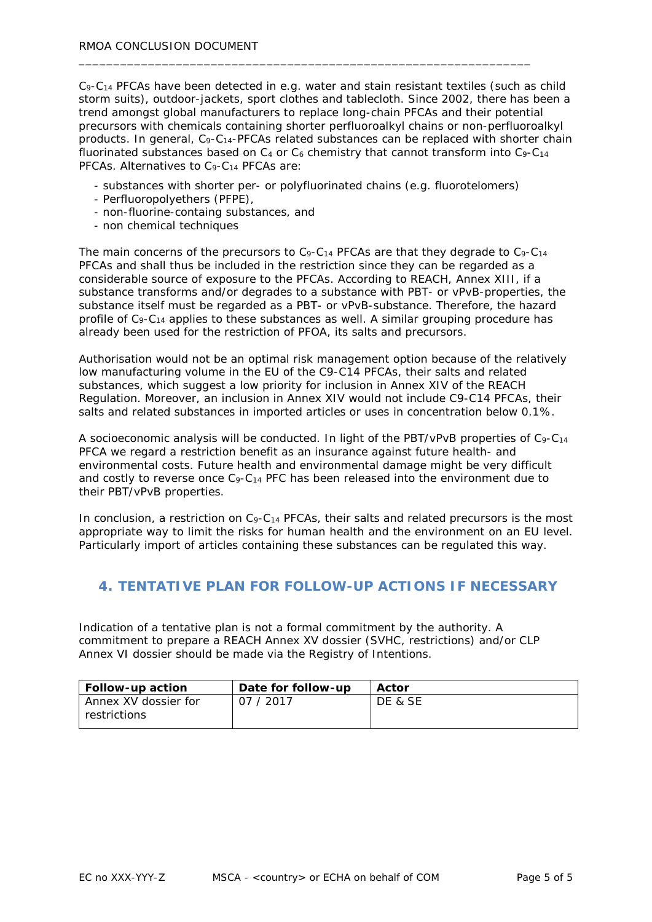$C_9$-$C_{14}$ PFCAs have been detected in e.g. water and stain resistant textiles (such as child storm suits), outdoor-jackets, sport clothes and tablecloth. Since 2002, there has been a trend amongst global manufacturers to replace long-chain PFCAs and their potential precursors with chemicals containing shorter perfluoroalkyl chains or non-perfluoroalkyl products. In general, $C_9$-$C_{14}$-PFCAs related substances can be replaced with shorter chain fluorinated substances based on $C_4$ or $C_6$ chemistry that cannot transform into $C_9$-$C_{14}$ PFCAs. Alternatives to $C_9$-$C_{14}$ PFCAs are:

- substances with shorter per- or polyfluorinated chains (e.g. fluorotelomers)
- Perfluoropolyethers (PFPE),
- non-fluorine-containg substances, and
- non chemical techniques

The main concerns of the precursors to $C_9$-$C_{14}$ PFCAs are that they degrade to $C_9$-$C_{14}$ PFCAs and shall thus be included in the restriction since they can be regarded as a considerable source of exposure to the PFCAs. According to REACH, Annex XIII, if a substance transforms and/or degrades to a substance with PBT- or vPvB-properties, the substance itself must be regarded as a PBT- or vPvB-substance. Therefore, the hazard profile of $C_9$-$C_{14}$ applies to these substances as well. A similar grouping procedure has already been used for the restriction of PFOA, its salts and precursors.

Authorisation would not be an optimal risk management option because of the relatively low manufacturing volume in the EU of the C9-C14 PFCAs, their salts and related substances, which suggest a low priority for inclusion in Annex XIV of the REACH Regulation. Moreover, an inclusion in Annex XIV would not include C9-C14 PFCAs, their salts and related substances in imported articles or uses in concentration below 0.1%.

A socioeconomic analysis will be conducted. In light of the PBT/vPvB properties of $C_9$-$C_{14}$ PFCA we regard a restriction benefit as an insurance against future health- and environmental costs. Future health and environmental damage might be very difficult and costly to reverse once $C_9$-$C_{14}$ PFC has been released into the environment due to their PBT/vPvB properties.

In conclusion, a restriction on $C_9$-$C_{14}$ PFCAs, their salts and related precursors is the most appropriate way to limit the risks for human health and the environment on an EU level. Particularly import of articles containing these substances can be regulated this way.

## 4. TENTATIVE PLAN FOR FOLLOW-UP ACTIONS IF NECESSARY

Indication of a tentative plan is not a formal commitment by the authority. A commitment to prepare a REACH Annex XV dossier (SVHC, restrictions) and/or CLP Annex VI dossier should be made via the Registry of Intentions.

| Follow-up action | Date for follow-up | Actor |
|---|---|---|
| Annex XV dossier for restrictions | 07 / 2017 | DE & SE |